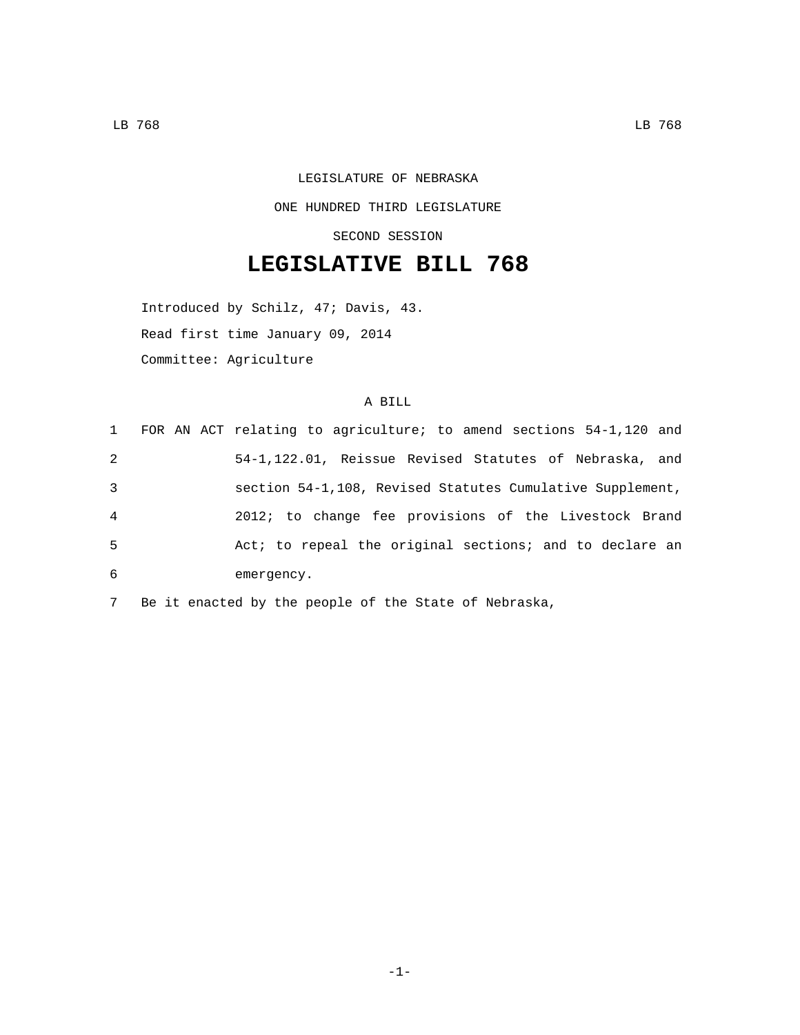LEGISLATURE OF NEBRASKA

ONE HUNDRED THIRD LEGISLATURE

SECOND SESSION

# LEGISLATIVE BILL 768

Introduced by Schilz, 47; Davis, 43.

Read first time January 09, 2014

Committee: Agriculture

A BILL

1 FOR AN ACT relating to agriculture; to amend sections 54-1,120 and
2 54-1,122.01, Reissue Revised Statutes of Nebraska, and
3 section 54-1,108, Revised Statutes Cumulative Supplement,
4 2012; to change fee provisions of the Livestock Brand
5 Act; to repeal the original sections; and to declare an
6 emergency.

7 Be it enacted by the people of the State of Nebraska,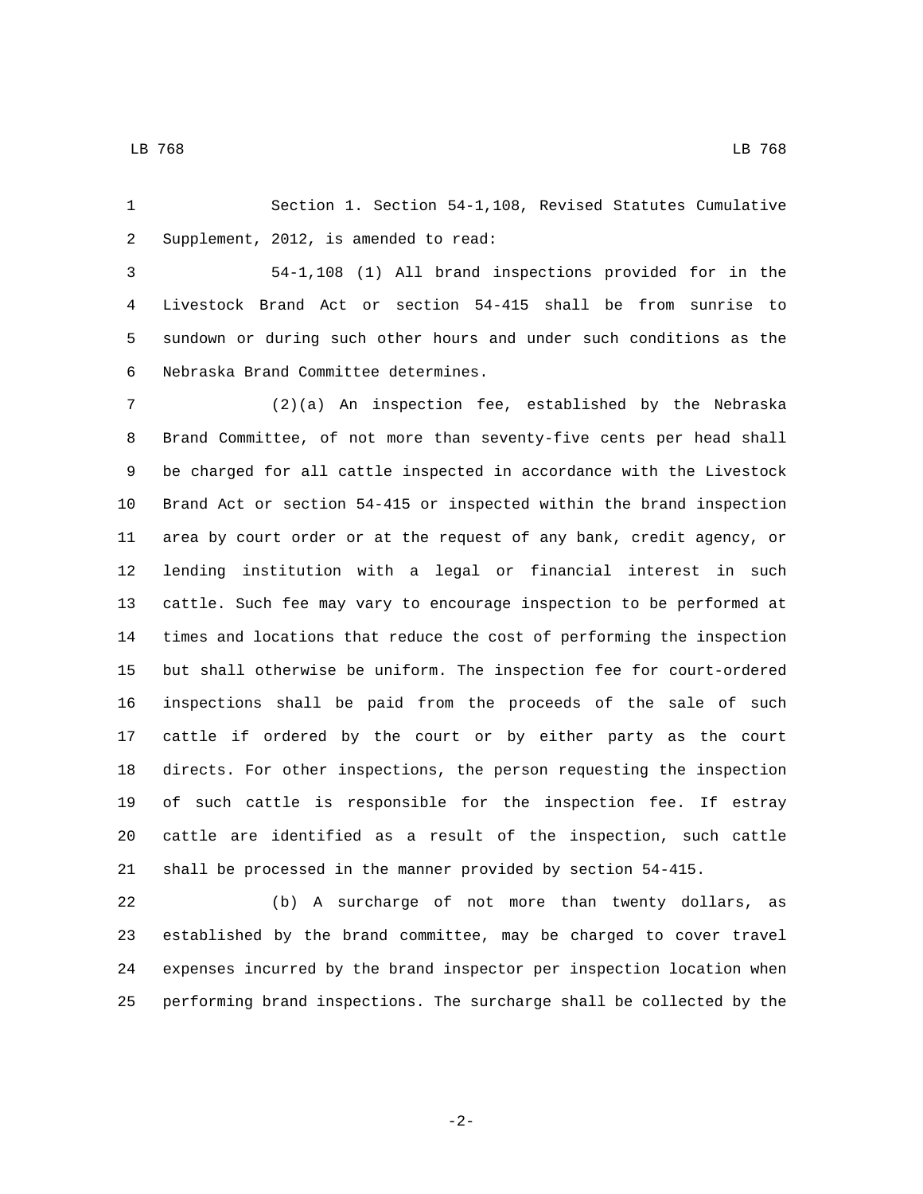Section 1. Section 54-1,108, Revised Statutes Cumulative Supplement, 2012, is amended to read:

54-1,108 (1) All brand inspections provided for in the Livestock Brand Act or section 54-415 shall be from sunrise to sundown or during such other hours and under such conditions as the Nebraska Brand Committee determines.

(2)(a) An inspection fee, established by the Nebraska Brand Committee, of not more than seventy-five cents per head shall be charged for all cattle inspected in accordance with the Livestock Brand Act or section 54-415 or inspected within the brand inspection area by court order or at the request of any bank, credit agency, or lending institution with a legal or financial interest in such cattle. Such fee may vary to encourage inspection to be performed at times and locations that reduce the cost of performing the inspection but shall otherwise be uniform. The inspection fee for court-ordered inspections shall be paid from the proceeds of the sale of such cattle if ordered by the court or by either party as the court directs. For other inspections, the person requesting the inspection of such cattle is responsible for the inspection fee. If estray cattle are identified as a result of the inspection, such cattle shall be processed in the manner provided by section 54-415.

(b) A surcharge of not more than twenty dollars, as established by the brand committee, may be charged to cover travel expenses incurred by the brand inspector per inspection location when performing brand inspections. The surcharge shall be collected by the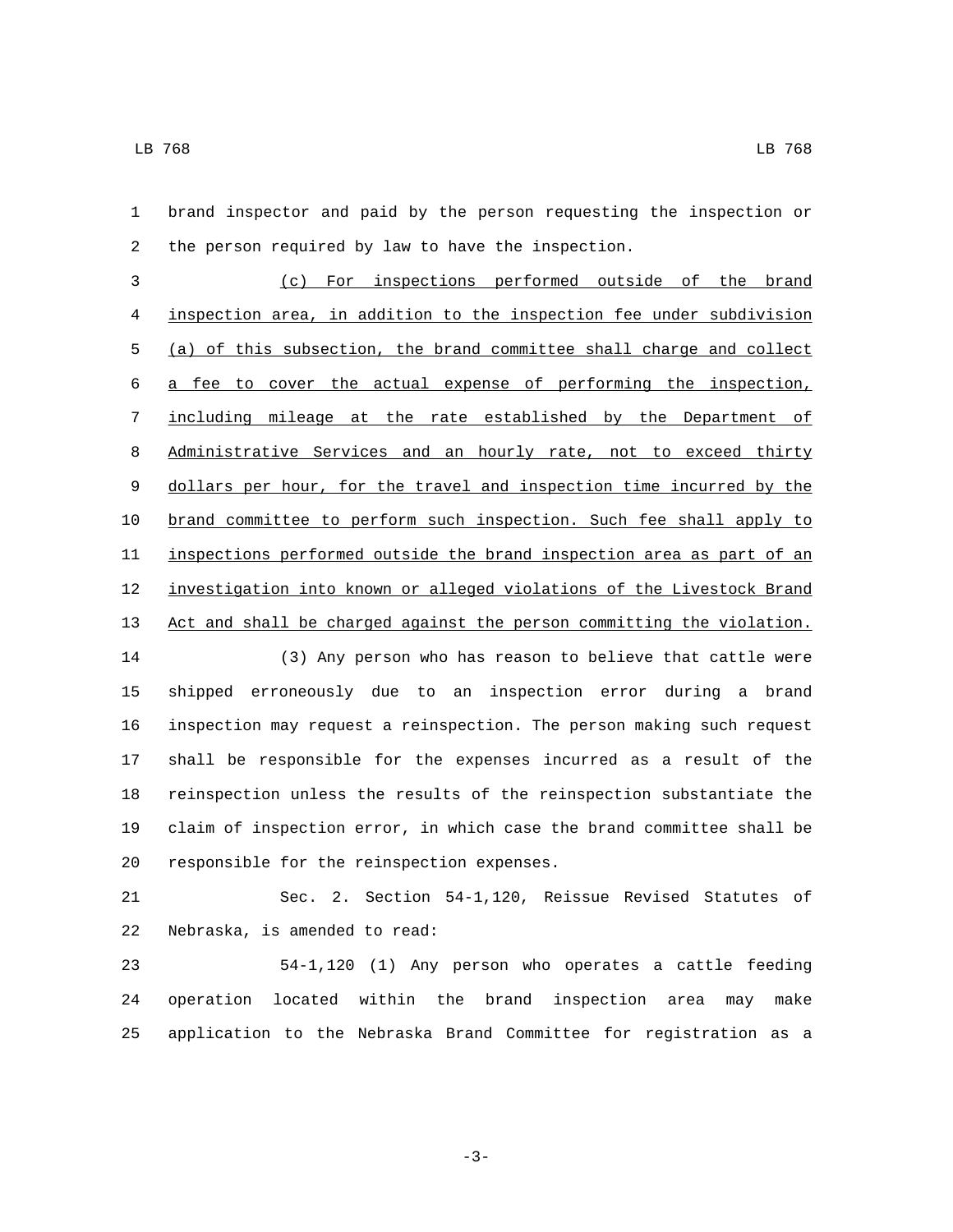brand inspector and paid by the person requesting the inspection or the person required by law to have the inspection.

<u>(c) For inspections performed outside of the brand inspection area, in addition to the inspection fee under subdivision (a) of this subsection, the brand committee shall charge and collect a fee to cover the actual expense of performing the inspection, including mileage at the rate established by the Department of Administrative Services and an hourly rate, not to exceed thirty dollars per hour, for the travel and inspection time incurred by the brand committee to perform such inspection. Such fee shall apply to inspections performed outside the brand inspection area as part of an investigation into known or alleged violations of the Livestock Brand Act and shall be charged against the person committing the violation.</u>

(3) Any person who has reason to believe that cattle were shipped erroneously due to an inspection error during a brand inspection may request a reinspection. The person making such request shall be responsible for the expenses incurred as a result of the reinspection unless the results of the reinspection substantiate the claim of inspection error, in which case the brand committee shall be responsible for the reinspection expenses.

Sec. 2. Section 54-1,120, Reissue Revised Statutes of Nebraska, is amended to read:

54-1,120 (1) Any person who operates a cattle feeding operation located within the brand inspection area may make application to the Nebraska Brand Committee for registration as a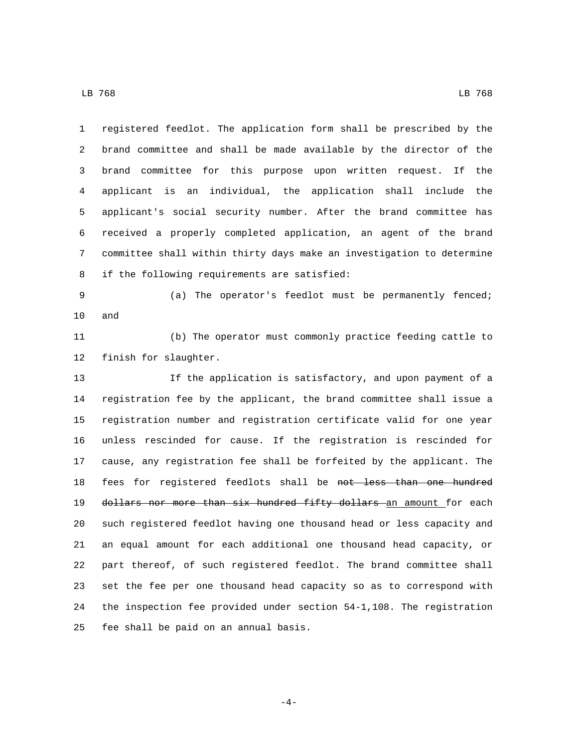registered feedlot. The application form shall be prescribed by the brand committee and shall be made available by the director of the brand committee for this purpose upon written request. If the applicant is an individual, the application shall include the applicant's social security number. After the brand committee has received a properly completed application, an agent of the brand committee shall within thirty days make an investigation to determine if the following requirements are satisfied:

(a) The operator's feedlot must be permanently fenced; and

(b) The operator must commonly practice feeding cattle to finish for slaughter.

If the application is satisfactory, and upon payment of a registration fee by the applicant, the brand committee shall issue a registration number and registration certificate valid for one year unless rescinded for cause. If the registration is rescinded for cause, any registration fee shall be forfeited by the applicant. The fees for registered feedlots shall be ~~not less than one hundred dollars nor more than six hundred fifty dollars~~ <u>an amount</u> for each such registered feedlot having one thousand head or less capacity and an equal amount for each additional one thousand head capacity, or part thereof, of such registered feedlot. The brand committee shall set the fee per one thousand head capacity so as to correspond with the inspection fee provided under section 54-1,108. The registration fee shall be paid on an annual basis.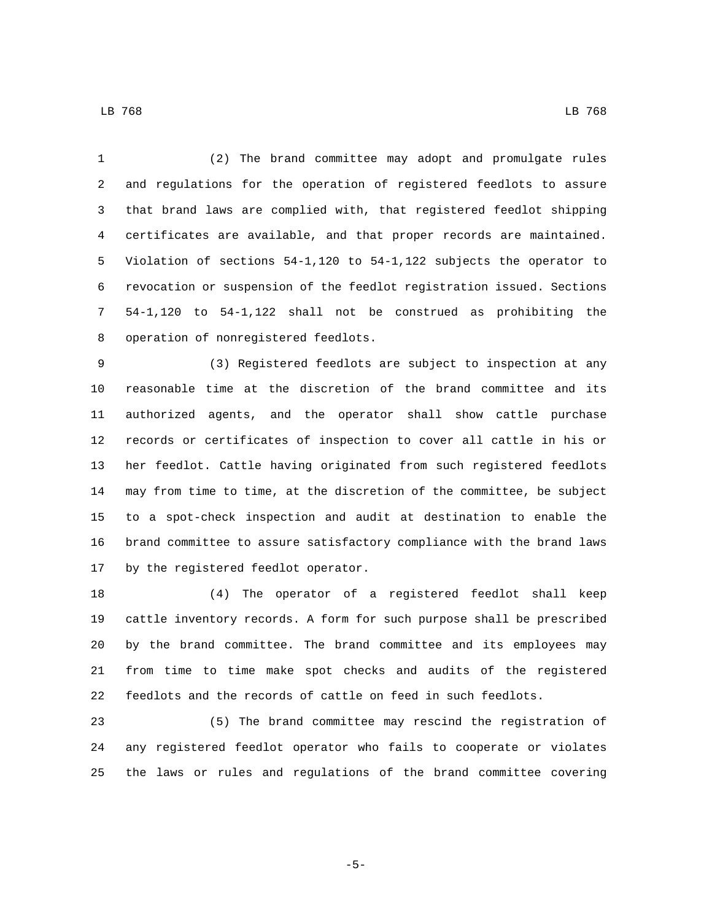(2) The brand committee may adopt and promulgate rules and regulations for the operation of registered feedlots to assure that brand laws are complied with, that registered feedlot shipping certificates are available, and that proper records are maintained. Violation of sections 54-1,120 to 54-1,122 subjects the operator to revocation or suspension of the feedlot registration issued. Sections 54-1,120 to 54-1,122 shall not be construed as prohibiting the operation of nonregistered feedlots.

(3) Registered feedlots are subject to inspection at any reasonable time at the discretion of the brand committee and its authorized agents, and the operator shall show cattle purchase records or certificates of inspection to cover all cattle in his or her feedlot. Cattle having originated from such registered feedlots may from time to time, at the discretion of the committee, be subject to a spot-check inspection and audit at destination to enable the brand committee to assure satisfactory compliance with the brand laws by the registered feedlot operator.

(4) The operator of a registered feedlot shall keep cattle inventory records. A form for such purpose shall be prescribed by the brand committee. The brand committee and its employees may from time to time make spot checks and audits of the registered feedlots and the records of cattle on feed in such feedlots.

(5) The brand committee may rescind the registration of any registered feedlot operator who fails to cooperate or violates the laws or rules and regulations of the brand committee covering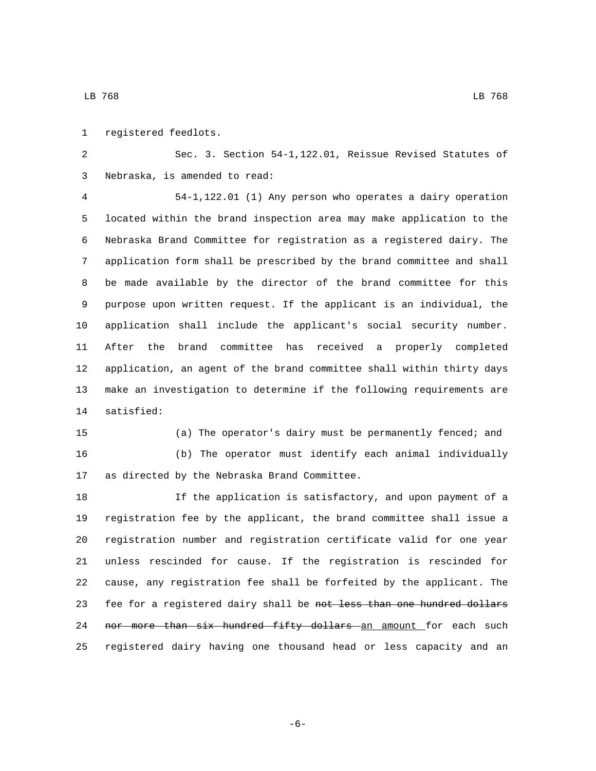registered feedlots.

Sec. 3. Section 54-1,122.01, Reissue Revised Statutes of Nebraska, is amended to read:

54-1,122.01 (1) Any person who operates a dairy operation located within the brand inspection area may make application to the Nebraska Brand Committee for registration as a registered dairy. The application form shall be prescribed by the brand committee and shall be made available by the director of the brand committee for this purpose upon written request. If the applicant is an individual, the application shall include the applicant's social security number. After the brand committee has received a properly completed application, an agent of the brand committee shall within thirty days make an investigation to determine if the following requirements are satisfied:

(a) The operator's dairy must be permanently fenced; and

(b) The operator must identify each animal individually as directed by the Nebraska Brand Committee.

If the application is satisfactory, and upon payment of a registration fee by the applicant, the brand committee shall issue a registration number and registration certificate valid for one year unless rescinded for cause. If the registration is rescinded for cause, any registration fee shall be forfeited by the applicant. The fee for a registered dairy shall be ~~not less than one hundred dollars nor more than six hundred fifty dollars~~ <u>an amount</u> for each such registered dairy having one thousand head or less capacity and an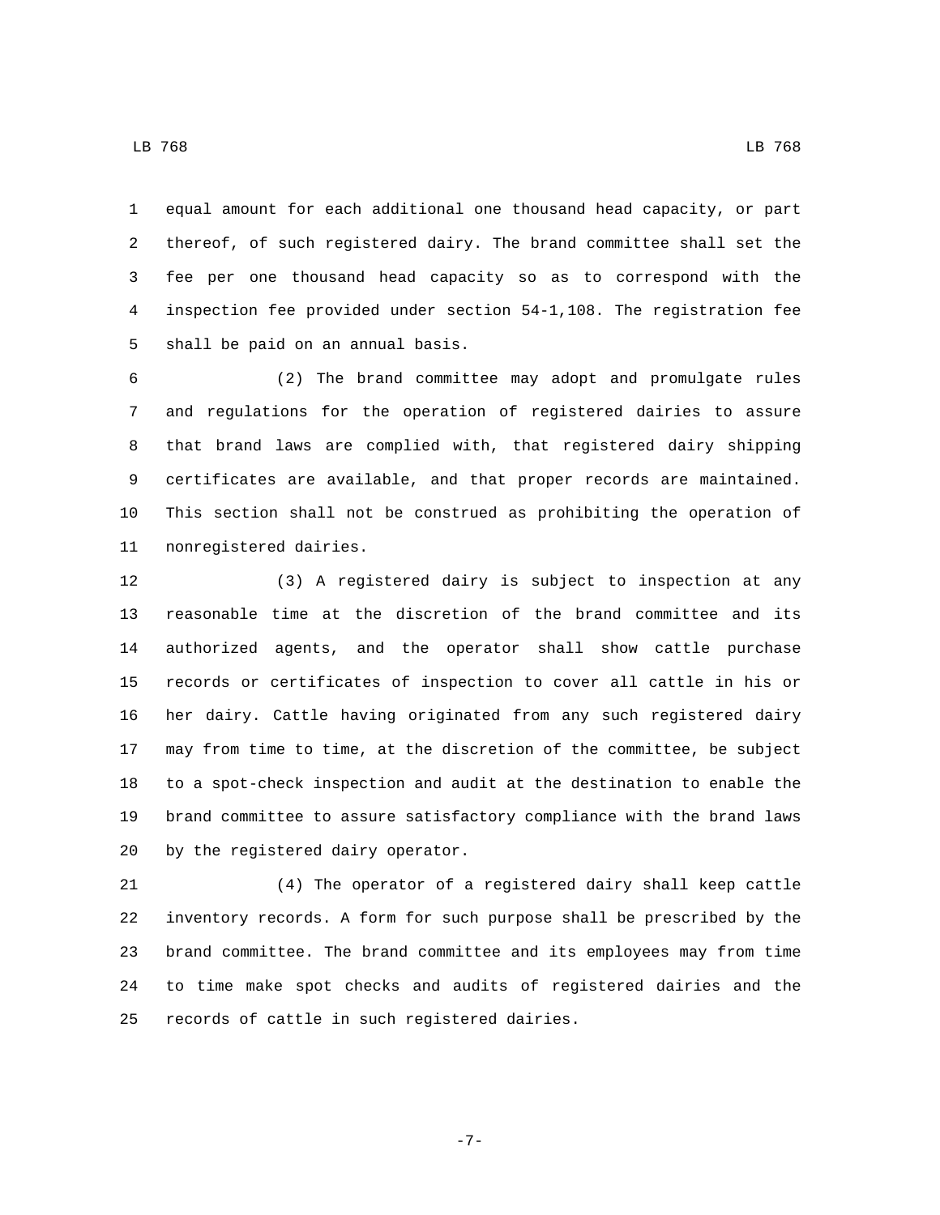equal amount for each additional one thousand head capacity, or part thereof, of such registered dairy. The brand committee shall set the fee per one thousand head capacity so as to correspond with the inspection fee provided under section 54-1,108. The registration fee shall be paid on an annual basis.

(2) The brand committee may adopt and promulgate rules and regulations for the operation of registered dairies to assure that brand laws are complied with, that registered dairy shipping certificates are available, and that proper records are maintained. This section shall not be construed as prohibiting the operation of nonregistered dairies.

(3) A registered dairy is subject to inspection at any reasonable time at the discretion of the brand committee and its authorized agents, and the operator shall show cattle purchase records or certificates of inspection to cover all cattle in his or her dairy. Cattle having originated from any such registered dairy may from time to time, at the discretion of the committee, be subject to a spot-check inspection and audit at the destination to enable the brand committee to assure satisfactory compliance with the brand laws by the registered dairy operator.

(4) The operator of a registered dairy shall keep cattle inventory records. A form for such purpose shall be prescribed by the brand committee. The brand committee and its employees may from time to time make spot checks and audits of registered dairies and the records of cattle in such registered dairies.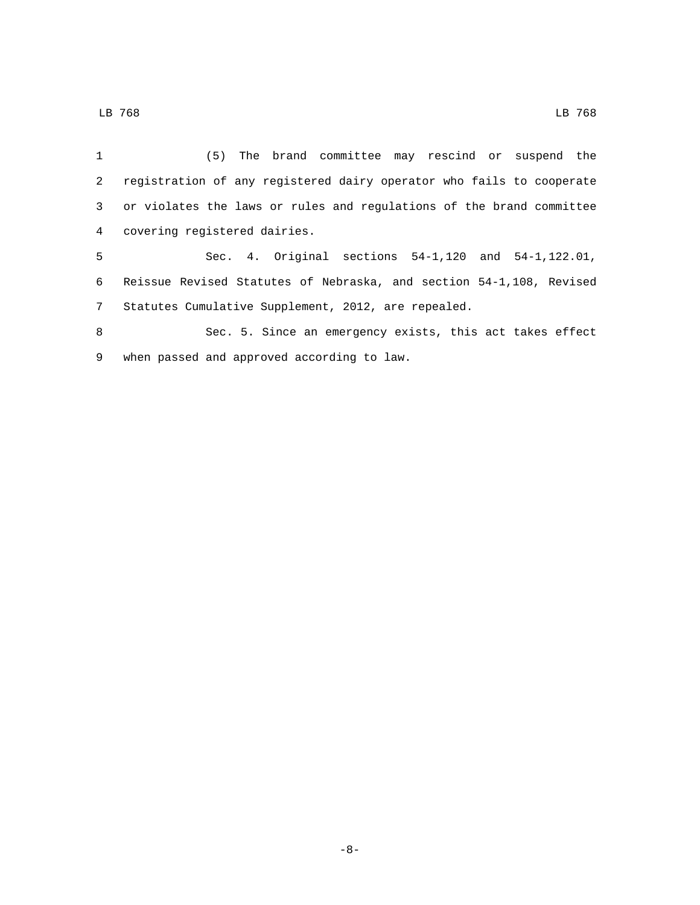(5) The brand committee may rescind or suspend the registration of any registered dairy operator who fails to cooperate or violates the laws or rules and regulations of the brand committee covering registered dairies.

Sec. 4. Original sections 54-1,120 and 54-1,122.01, Reissue Revised Statutes of Nebraska, and section 54-1,108, Revised Statutes Cumulative Supplement, 2012, are repealed.

Sec. 5. Since an emergency exists, this act takes effect when passed and approved according to law.